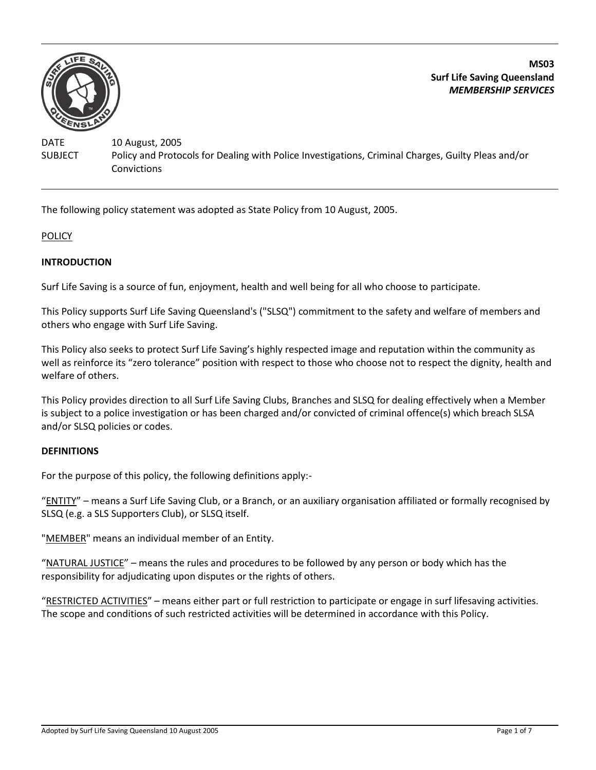**MS03**
**Surf Life Saving Queensland**
***MEMBERSHIP SERVICES***

DATE 10 August, 2005

SUBJECT Policy and Protocols for Dealing with Police Investigations, Criminal Charges, Guilty Pleas and/or Convictions

---

The following policy statement was adopted as State Policy from 10 August, 2005.

POLICY

**INTRODUCTION**

Surf Life Saving is a source of fun, enjoyment, health and well being for all who choose to participate.

This Policy supports Surf Life Saving Queensland's ("SLSQ") commitment to the safety and welfare of members and others who engage with Surf Life Saving.

This Policy also seeks to protect Surf Life Saving's highly respected image and reputation within the community as well as reinforce its "zero tolerance" position with respect to those who choose not to respect the dignity, health and welfare of others.

This Policy provides direction to all Surf Life Saving Clubs, Branches and SLSQ for dealing effectively when a Member is subject to a police investigation or has been charged and/or convicted of criminal offence(s) which breach SLSA and/or SLSQ policies or codes.

**DEFINITIONS**

For the purpose of this policy, the following definitions apply:-

"ENTITY" – means a Surf Life Saving Club, or a Branch, or an auxiliary organisation affiliated or formally recognised by SLSQ (e.g. a SLS Supporters Club), or SLSQ itself.

"MEMBER" means an individual member of an Entity.

"NATURAL JUSTICE" – means the rules and procedures to be followed by any person or body which has the responsibility for adjudicating upon disputes or the rights of others.

"RESTRICTED ACTIVITIES" – means either part or full restriction to participate or engage in surf lifesaving activities. The scope and conditions of such restricted activities will be determined in accordance with this Policy.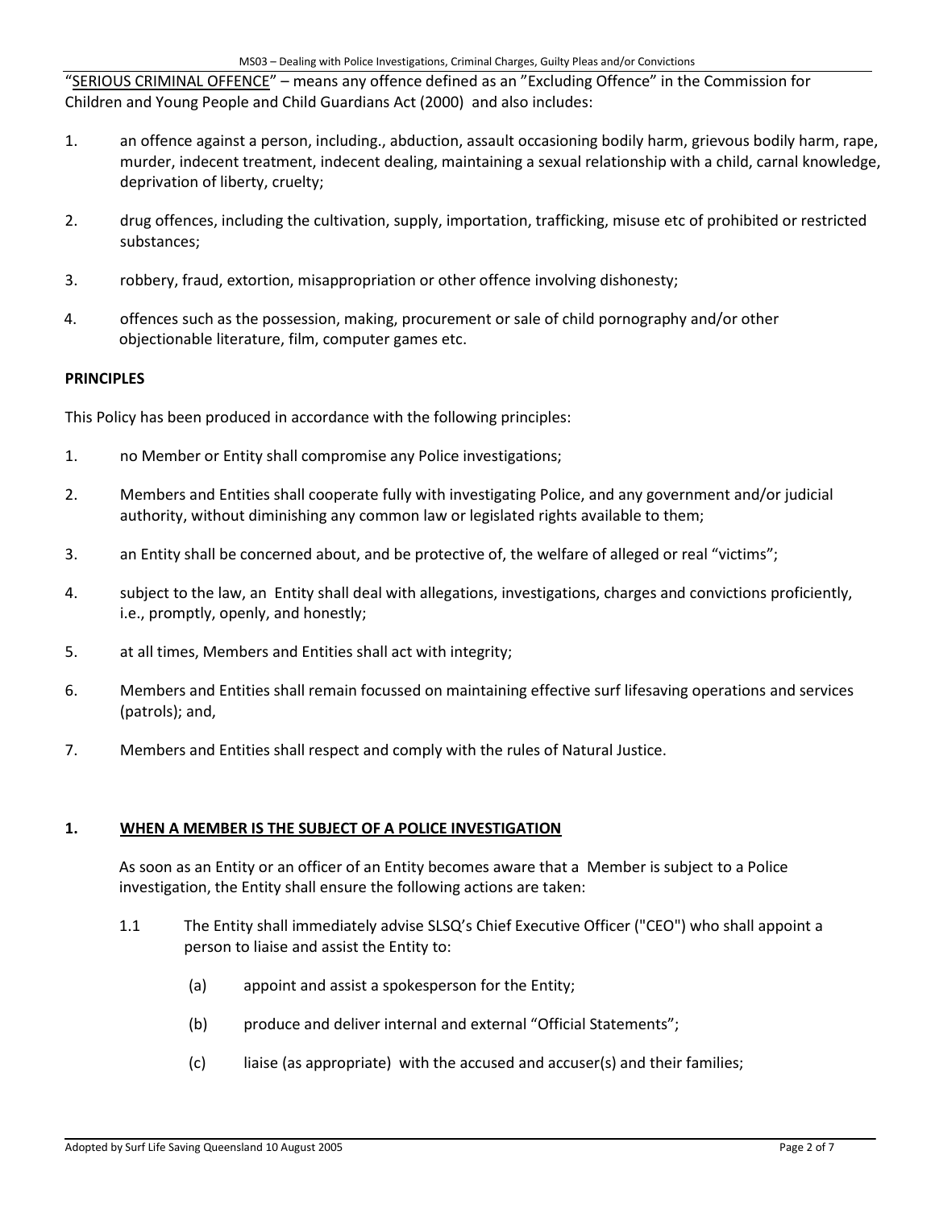"<u>SERIOUS CRIMINAL OFFENCE</u>" – means any offence defined as an "Excluding Offence" in the Commission for Children and Young People and Child Guardians Act (2000) and also includes:

1. an offence against a person, including., abduction, assault occasioning bodily harm, grievous bodily harm, rape, murder, indecent treatment, indecent dealing, maintaining a sexual relationship with a child, carnal knowledge, deprivation of liberty, cruelty;
2. drug offences, including the cultivation, supply, importation, trafficking, misuse etc of prohibited or restricted substances;
3. robbery, fraud, extortion, misappropriation or other offence involving dishonesty;
4. offences such as the possession, making, procurement or sale of child pornography and/or other objectionable literature, film, computer games etc.

**PRINCIPLES**

This Policy has been produced in accordance with the following principles:

1. no Member or Entity shall compromise any Police investigations;
2. Members and Entities shall cooperate fully with investigating Police, and any government and/or judicial authority, without diminishing any common law or legislated rights available to them;
3. an Entity shall be concerned about, and be protective of, the welfare of alleged or real "victims";
4. subject to the law, an Entity shall deal with allegations, investigations, charges and convictions proficiently, i.e., promptly, openly, and honestly;
5. at all times, Members and Entities shall act with integrity;
6. Members and Entities shall remain focussed on maintaining effective surf lifesaving operations and services (patrols); and,
7. Members and Entities shall respect and comply with the rules of Natural Justice.

## 1. <u>WHEN A MEMBER IS THE SUBJECT OF A POLICE INVESTIGATION</u>

As soon as an Entity or an officer of an Entity becomes aware that a Member is subject to a Police investigation, the Entity shall ensure the following actions are taken:

1.1 The Entity shall immediately advise SLSQ's Chief Executive Officer ("CEO") who shall appoint a person to liaise and assist the Entity to:

(a) appoint and assist a spokesperson for the Entity;

(b) produce and deliver internal and external "Official Statements";

(c) liaise (as appropriate) with the accused and accuser(s) and their families;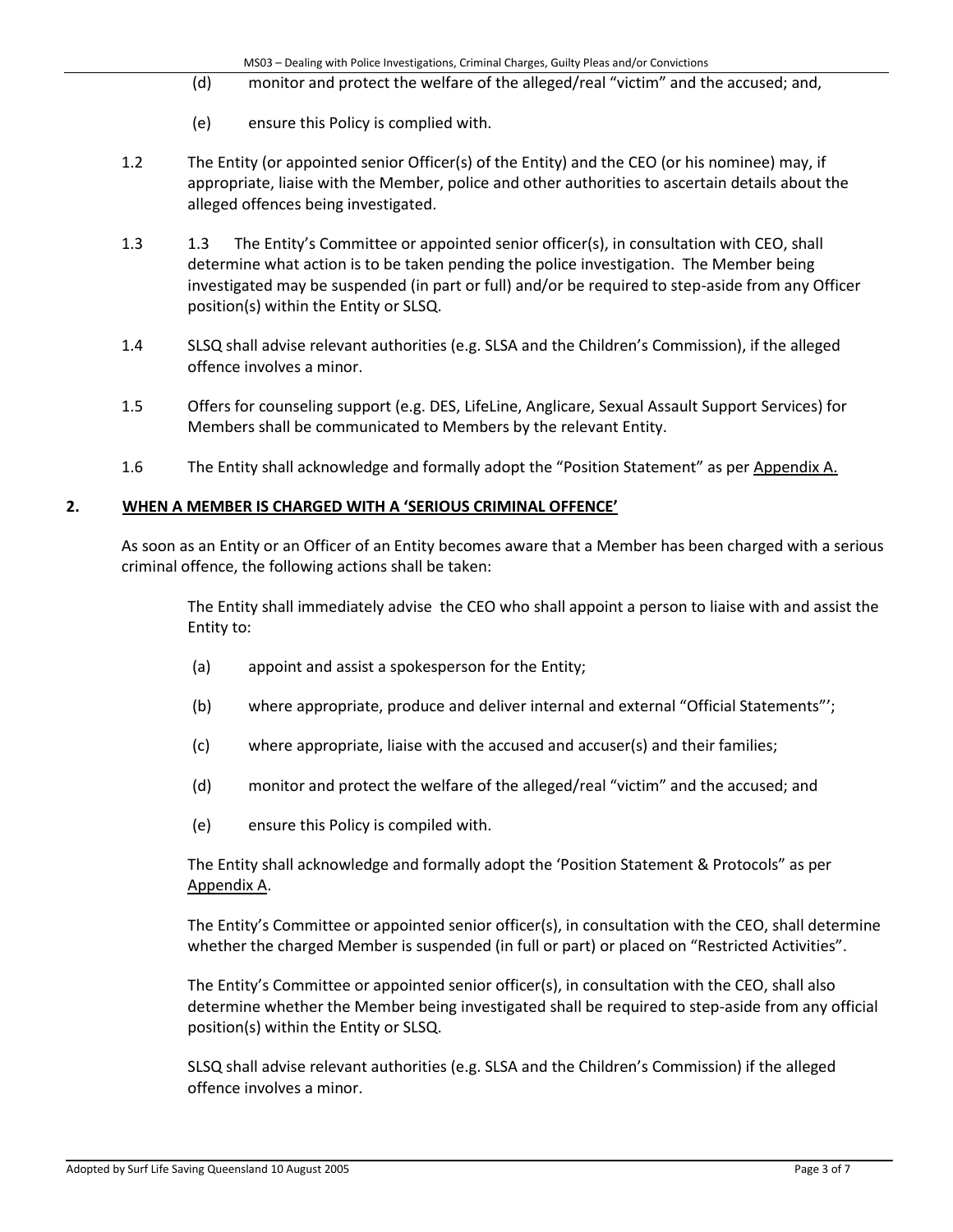(d) monitor and protect the welfare of the alleged/real "victim" and the accused; and,

(e) ensure this Policy is complied with.

1.2 The Entity (or appointed senior Officer(s) of the Entity) and the CEO (or his nominee) may, if appropriate, liaise with the Member, police and other authorities to ascertain details about the alleged offences being investigated.

1.3 1.3 The Entity's Committee or appointed senior officer(s), in consultation with CEO, shall determine what action is to be taken pending the police investigation. The Member being investigated may be suspended (in part or full) and/or be required to step-aside from any Officer position(s) within the Entity or SLSQ.

1.4 SLSQ shall advise relevant authorities (e.g. SLSA and the Children's Commission), if the alleged offence involves a minor.

1.5 Offers for counseling support (e.g. DES, LifeLine, Anglicare, Sexual Assault Support Services) for Members shall be communicated to Members by the relevant Entity.

1.6 The Entity shall acknowledge and formally adopt the "Position Statement" as per Appendix A.

## 2. WHEN A MEMBER IS CHARGED WITH A 'SERIOUS CRIMINAL OFFENCE'

As soon as an Entity or an Officer of an Entity becomes aware that a Member has been charged with a serious criminal offence, the following actions shall be taken:

The Entity shall immediately advise the CEO who shall appoint a person to liaise with and assist the Entity to:

(a) appoint and assist a spokesperson for the Entity;

(b) where appropriate, produce and deliver internal and external "Official Statements"';

(c) where appropriate, liaise with the accused and accuser(s) and their families;

(d) monitor and protect the welfare of the alleged/real "victim" and the accused; and

(e) ensure this Policy is compiled with.

The Entity shall acknowledge and formally adopt the 'Position Statement & Protocols" as per Appendix A.

The Entity's Committee or appointed senior officer(s), in consultation with the CEO, shall determine whether the charged Member is suspended (in full or part) or placed on "Restricted Activities".

The Entity's Committee or appointed senior officer(s), in consultation with the CEO, shall also determine whether the Member being investigated shall be required to step-aside from any official position(s) within the Entity or SLSQ.

SLSQ shall advise relevant authorities (e.g. SLSA and the Children's Commission) if the alleged offence involves a minor.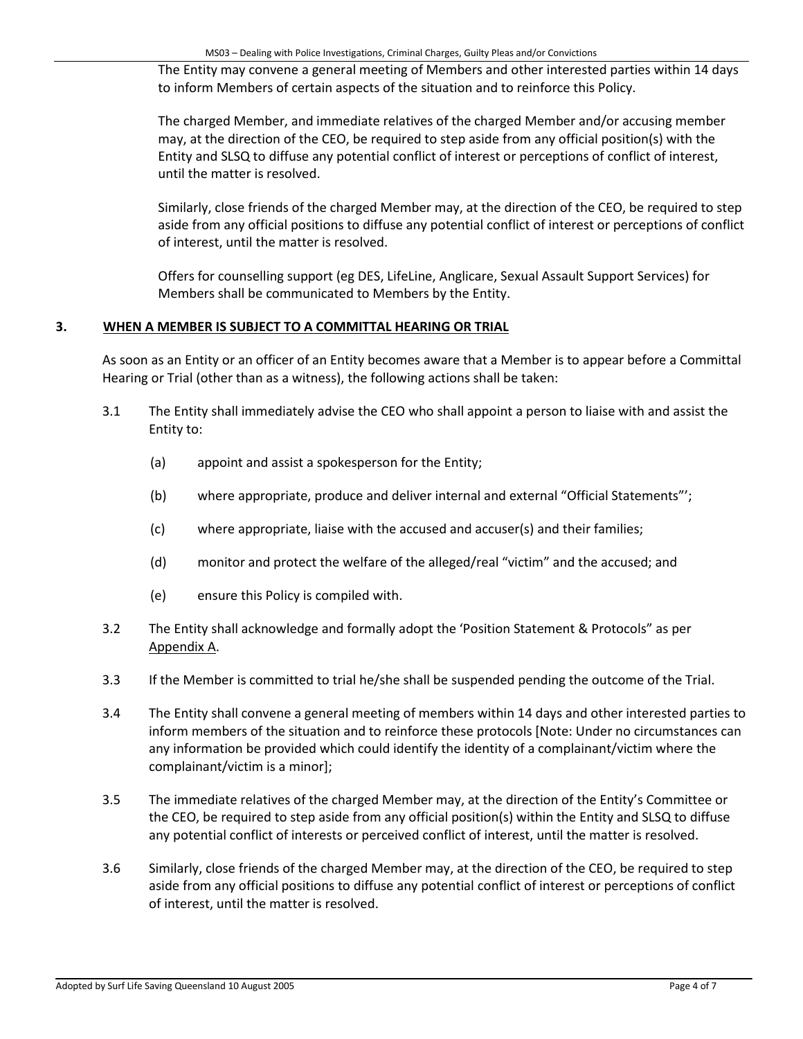The Entity may convene a general meeting of Members and other interested parties within 14 days to inform Members of certain aspects of the situation and to reinforce this Policy.

The charged Member, and immediate relatives of the charged Member and/or accusing member may, at the direction of the CEO, be required to step aside from any official position(s) with the Entity and SLSQ to diffuse any potential conflict of interest or perceptions of conflict of interest, until the matter is resolved.

Similarly, close friends of the charged Member may, at the direction of the CEO, be required to step aside from any official positions to diffuse any potential conflict of interest or perceptions of conflict of interest, until the matter is resolved.

Offers for counselling support (eg DES, LifeLine, Anglicare, Sexual Assault Support Services) for Members shall be communicated to Members by the Entity.

## 3. WHEN A MEMBER IS SUBJECT TO A COMMITTAL HEARING OR TRIAL

As soon as an Entity or an officer of an Entity becomes aware that a Member is to appear before a Committal Hearing or Trial (other than as a witness), the following actions shall be taken:

3.1 The Entity shall immediately advise the CEO who shall appoint a person to liaise with and assist the Entity to:

- (a) appoint and assist a spokesperson for the Entity;
- (b) where appropriate, produce and deliver internal and external "Official Statements"';
- (c) where appropriate, liaise with the accused and accuser(s) and their families;
- (d) monitor and protect the welfare of the alleged/real "victim" and the accused; and
- (e) ensure this Policy is compiled with.

3.2 The Entity shall acknowledge and formally adopt the 'Position Statement & Protocols" as per Appendix A.

3.3 If the Member is committed to trial he/she shall be suspended pending the outcome of the Trial.

3.4 The Entity shall convene a general meeting of members within 14 days and other interested parties to inform members of the situation and to reinforce these protocols [Note: Under no circumstances can any information be provided which could identify the identity of a complainant/victim where the complainant/victim is a minor];

3.5 The immediate relatives of the charged Member may, at the direction of the Entity's Committee or the CEO, be required to step aside from any official position(s) within the Entity and SLSQ to diffuse any potential conflict of interests or perceived conflict of interest, until the matter is resolved.

3.6 Similarly, close friends of the charged Member may, at the direction of the CEO, be required to step aside from any official positions to diffuse any potential conflict of interest or perceptions of conflict of interest, until the matter is resolved.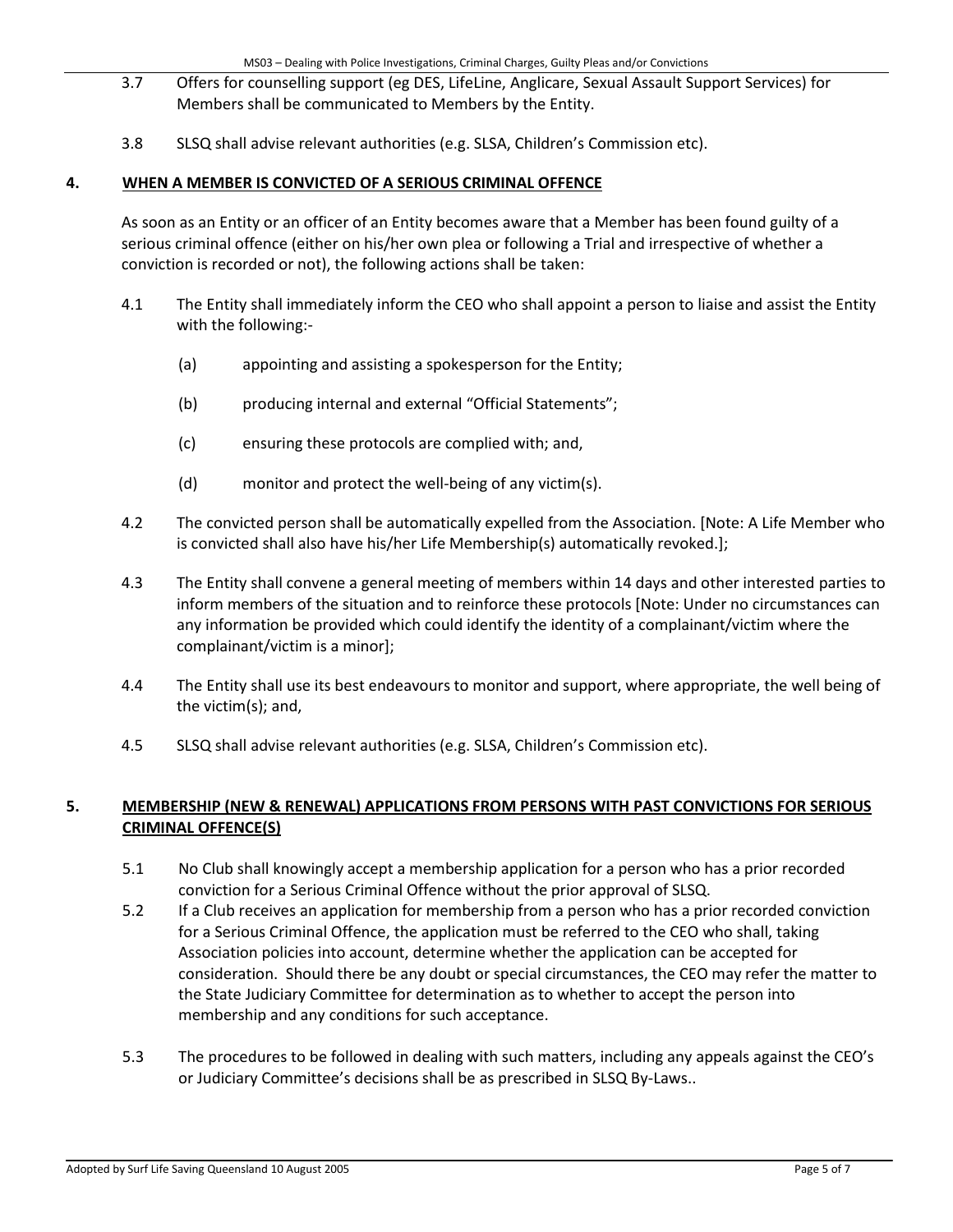3.7 Offers for counselling support (eg DES, LifeLine, Anglicare, Sexual Assault Support Services) for Members shall be communicated to Members by the Entity.

3.8 SLSQ shall advise relevant authorities (e.g. SLSA, Children's Commission etc).

## 4. WHEN A MEMBER IS CONVICTED OF A SERIOUS CRIMINAL OFFENCE

As soon as an Entity or an officer of an Entity becomes aware that a Member has been found guilty of a serious criminal offence (either on his/her own plea or following a Trial and irrespective of whether a conviction is recorded or not), the following actions shall be taken:

4.1 The Entity shall immediately inform the CEO who shall appoint a person to liaise and assist the Entity with the following:-

- (a) appointing and assisting a spokesperson for the Entity;
- (b) producing internal and external "Official Statements";
- (c) ensuring these protocols are complied with; and,
- (d) monitor and protect the well-being of any victim(s).

4.2 The convicted person shall be automatically expelled from the Association. [Note: A Life Member who is convicted shall also have his/her Life Membership(s) automatically revoked.];

4.3 The Entity shall convene a general meeting of members within 14 days and other interested parties to inform members of the situation and to reinforce these protocols [Note: Under no circumstances can any information be provided which could identify the identity of a complainant/victim where the complainant/victim is a minor];

4.4 The Entity shall use its best endeavours to monitor and support, where appropriate, the well being of the victim(s); and,

4.5 SLSQ shall advise relevant authorities (e.g. SLSA, Children's Commission etc).

## 5. MEMBERSHIP (NEW & RENEWAL) APPLICATIONS FROM PERSONS WITH PAST CONVICTIONS FOR SERIOUS CRIMINAL OFFENCE(S)

5.1 No Club shall knowingly accept a membership application for a person who has a prior recorded conviction for a Serious Criminal Offence without the prior approval of SLSQ.

5.2 If a Club receives an application for membership from a person who has a prior recorded conviction for a Serious Criminal Offence, the application must be referred to the CEO who shall, taking Association policies into account, determine whether the application can be accepted for consideration. Should there be any doubt or special circumstances, the CEO may refer the matter to the State Judiciary Committee for determination as to whether to accept the person into membership and any conditions for such acceptance.

5.3 The procedures to be followed in dealing with such matters, including any appeals against the CEO's or Judiciary Committee's decisions shall be as prescribed in SLSQ By-Laws..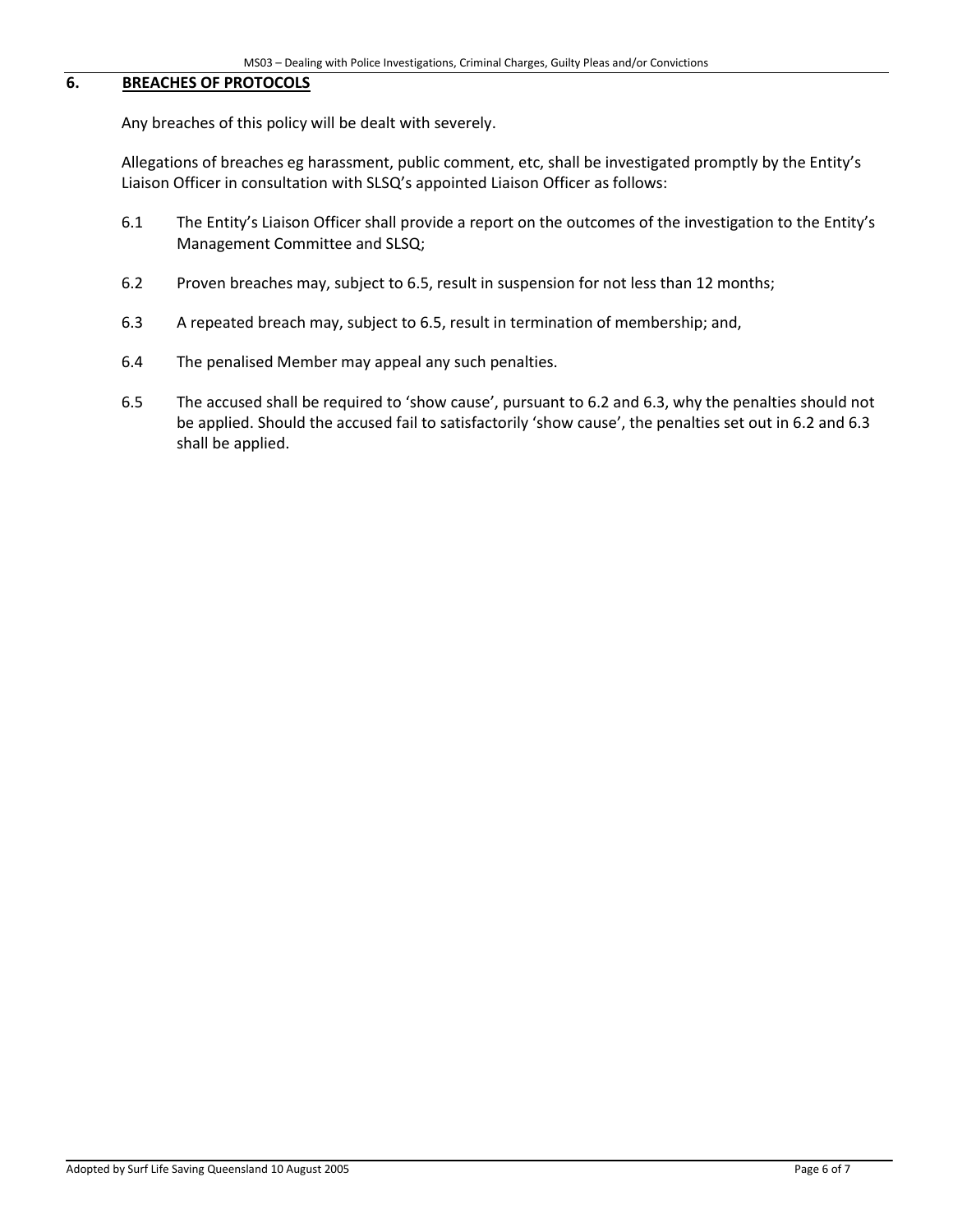## 6. BREACHES OF PROTOCOLS

Any breaches of this policy will be dealt with severely.

Allegations of breaches eg harassment, public comment, etc, shall be investigated promptly by the Entity's Liaison Officer in consultation with SLSQ's appointed Liaison Officer as follows:

6.1 The Entity's Liaison Officer shall provide a report on the outcomes of the investigation to the Entity's Management Committee and SLSQ;

6.2 Proven breaches may, subject to 6.5, result in suspension for not less than 12 months;

6.3 A repeated breach may, subject to 6.5, result in termination of membership; and,

6.4 The penalised Member may appeal any such penalties.

6.5 The accused shall be required to 'show cause', pursuant to 6.2 and 6.3, why the penalties should not be applied. Should the accused fail to satisfactorily 'show cause', the penalties set out in 6.2 and 6.3 shall be applied.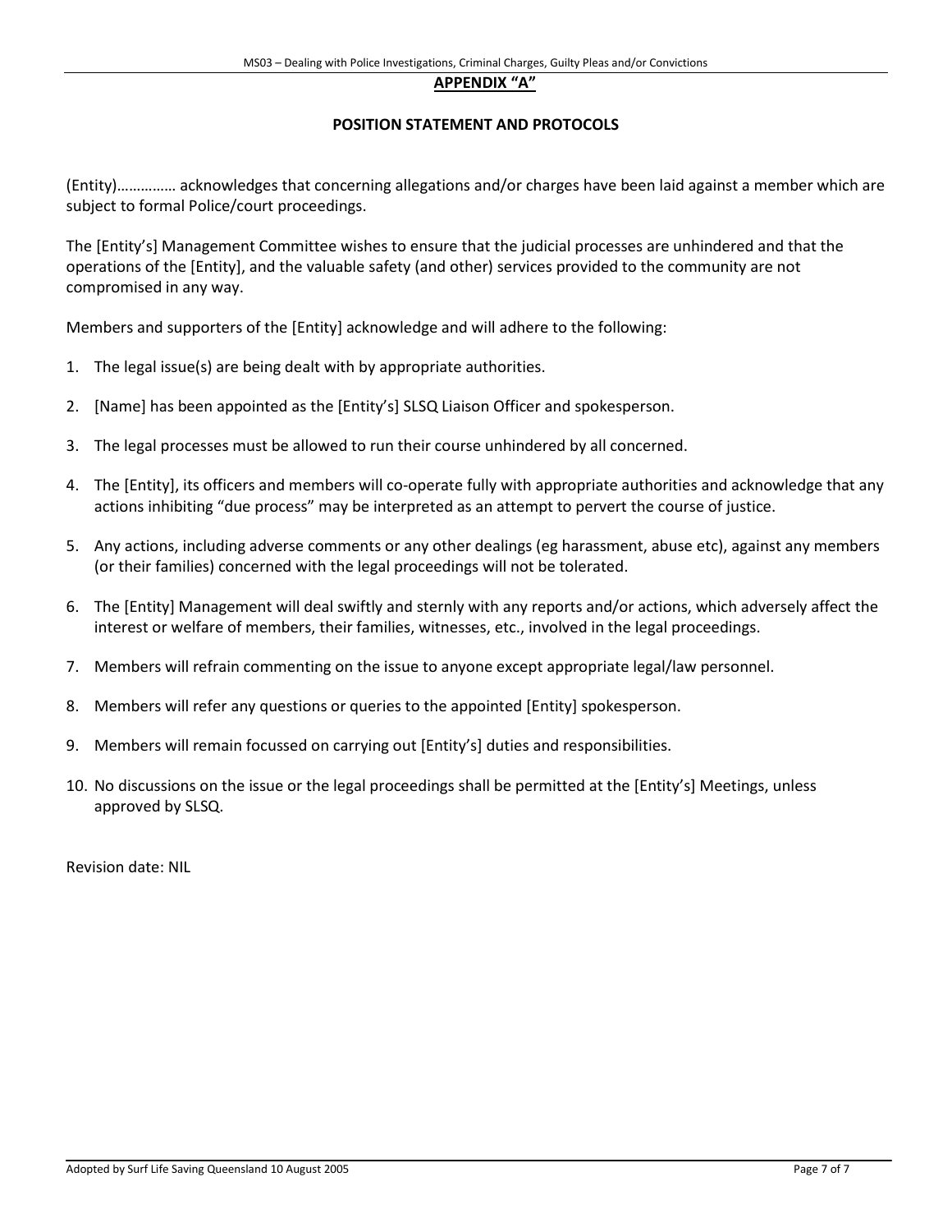## APPENDIX "A"

### POSITION STATEMENT AND PROTOCOLS

(Entity)…………… acknowledges that concerning allegations and/or charges have been laid against a member which are subject to formal Police/court proceedings.

The [Entity's] Management Committee wishes to ensure that the judicial processes are unhindered and that the operations of the [Entity], and the valuable safety (and other) services provided to the community are not compromised in any way.

Members and supporters of the [Entity] acknowledge and will adhere to the following:

1. The legal issue(s) are being dealt with by appropriate authorities.
2. [Name] has been appointed as the [Entity's] SLSQ Liaison Officer and spokesperson.
3. The legal processes must be allowed to run their course unhindered by all concerned.
4. The [Entity], its officers and members will co-operate fully with appropriate authorities and acknowledge that any actions inhibiting "due process" may be interpreted as an attempt to pervert the course of justice.
5. Any actions, including adverse comments or any other dealings (eg harassment, abuse etc), against any members (or their families) concerned with the legal proceedings will not be tolerated.
6. The [Entity] Management will deal swiftly and sternly with any reports and/or actions, which adversely affect the interest or welfare of members, their families, witnesses, etc., involved in the legal proceedings.
7. Members will refrain commenting on the issue to anyone except appropriate legal/law personnel.
8. Members will refer any questions or queries to the appointed [Entity] spokesperson.
9. Members will remain focussed on carrying out [Entity's] duties and responsibilities.
10. No discussions on the issue or the legal proceedings shall be permitted at the [Entity's] Meetings, unless approved by SLSQ.

Revision date: NIL

Adopted by Surf Life Saving Queensland 10 August 2005